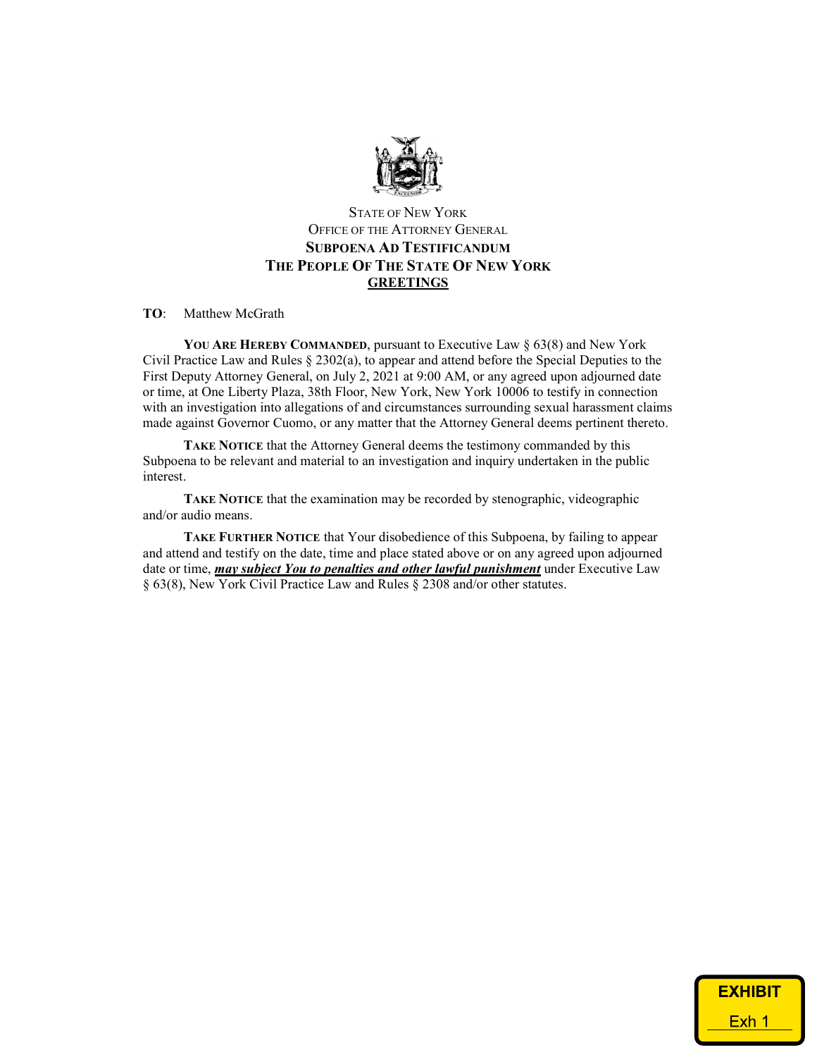STATE OF NEW YORK
OFFICE OF THE ATTORNEY GENERAL
**SUBPOENA AD TESTIFICANDUM**
**THE PEOPLE OF THE STATE OF NEW YORK**
**GREETINGS**

**TO**: Matthew McGrath

**YOU ARE HEREBY COMMANDED**, pursuant to Executive Law § 63(8) and New York Civil Practice Law and Rules § 2302(a), to appear and attend before the Special Deputies to the First Deputy Attorney General, on July 2, 2021 at 9:00 AM, or any agreed upon adjourned date or time, at One Liberty Plaza, 38th Floor, New York, New York 10006 to testify in connection with an investigation into allegations of and circumstances surrounding sexual harassment claims made against Governor Cuomo, or any matter that the Attorney General deems pertinent thereto.

**TAKE NOTICE** that the Attorney General deems the testimony commanded by this Subpoena to be relevant and material to an investigation and inquiry undertaken in the public interest.

**TAKE NOTICE** that the examination may be recorded by stenographic, videographic and/or audio means.

**TAKE FURTHER NOTICE** that Your disobedience of this Subpoena, by failing to appear and attend and testify on the date, time and place stated above or on any agreed upon adjourned date or time, ***may subject You to penalties and other lawful punishment*** under Executive Law § 63(8), New York Civil Practice Law and Rules § 2308 and/or other statutes.

EXHIBIT
Exh 1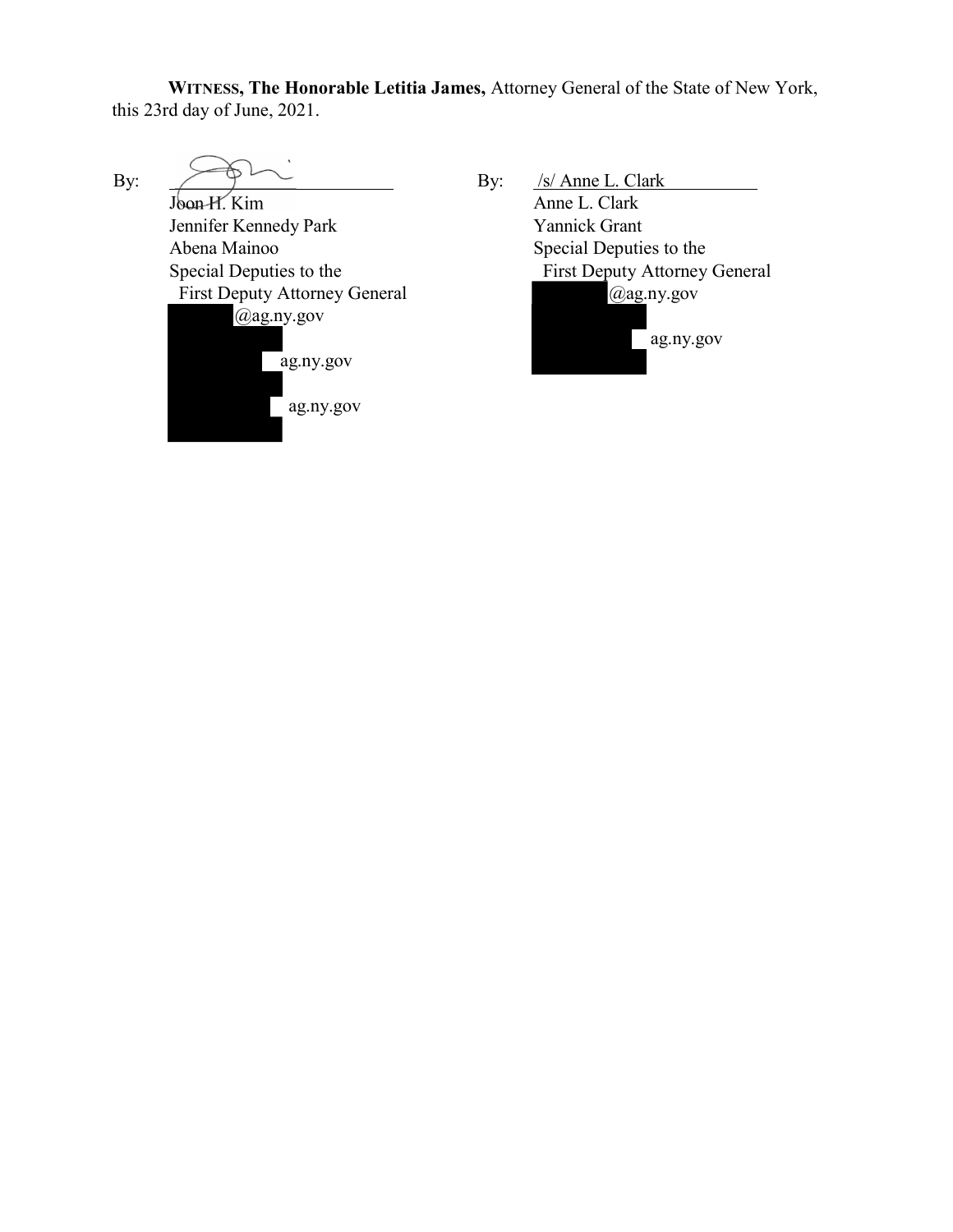**WITNESS, The Honorable Letitia James,** Attorney General of the State of New York, this 23rd day of June, 2021.

By: ______________________
Joon H. Kim
Jennifer Kennedy Park
Abena Mainoo
Special Deputies to the
First Deputy Attorney General
@ag.ny.gov
ag.ny.gov
ag.ny.gov

By: /s/ Anne L. Clark
Anne L. Clark
Yannick Grant
Special Deputies to the
First Deputy Attorney General
@ag.ny.gov
ag.ny.gov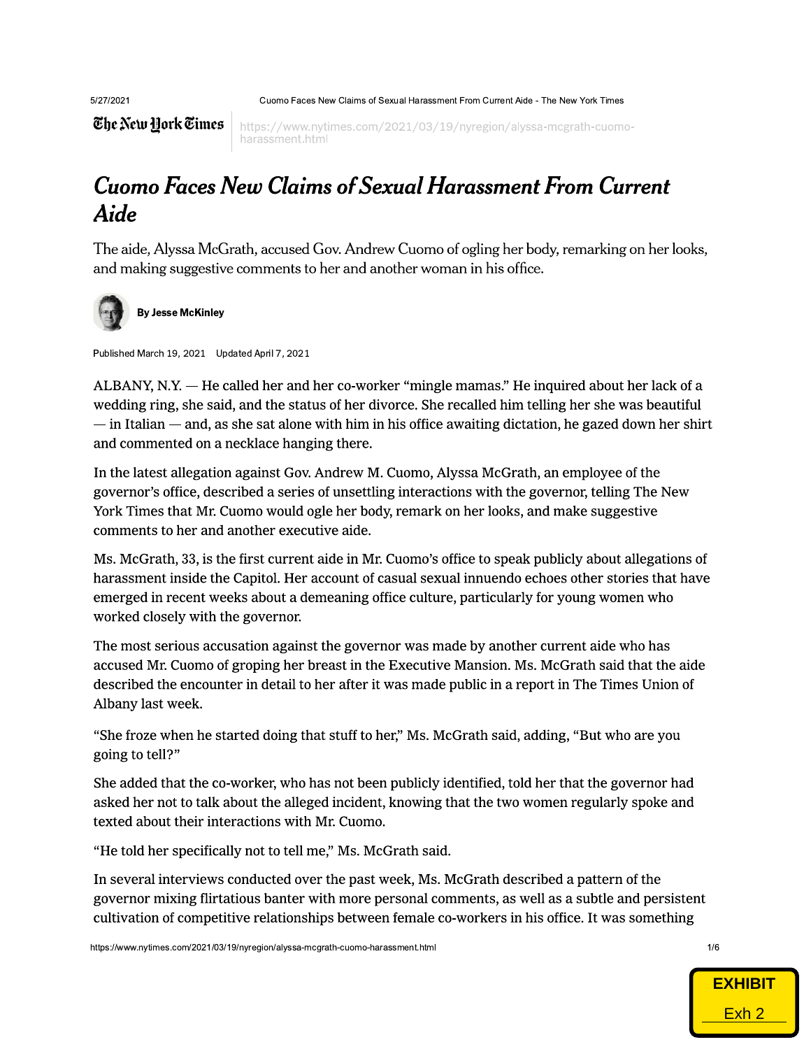# *Cuomo Faces New Claims of Sexual Harassment From Current Aide*

The aide, Alyssa McGrath, accused Gov. Andrew Cuomo of ogling her body, remarking on her looks, and making suggestive comments to her and another woman in his office.

**By Jesse McKinley**

Published March 19, 2021 Updated April 7, 2021

ALBANY, N.Y. — He called her and her co-worker "mingle mamas." He inquired about her lack of a wedding ring, she said, and the status of her divorce. She recalled him telling her she was beautiful — in Italian — and, as she sat alone with him in his office awaiting dictation, he gazed down her shirt and commented on a necklace hanging there.

In the latest allegation against Gov. Andrew M. Cuomo, Alyssa McGrath, an employee of the governor's office, described a series of unsettling interactions with the governor, telling The New York Times that Mr. Cuomo would ogle her body, remark on her looks, and make suggestive comments to her and another executive aide.

Ms. McGrath, 33, is the first current aide in Mr. Cuomo's office to speak publicly about allegations of harassment inside the Capitol. Her account of casual sexual innuendo echoes other stories that have emerged in recent weeks about a demeaning office culture, particularly for young women who worked closely with the governor.

The most serious accusation against the governor was made by another current aide who has accused Mr. Cuomo of groping her breast in the Executive Mansion. Ms. McGrath said that the aide described the encounter in detail to her after it was made public in a report in The Times Union of Albany last week.

"She froze when he started doing that stuff to her," Ms. McGrath said, adding, "But who are you going to tell?"

She added that the co-worker, who has not been publicly identified, told her that the governor had asked her not to talk about the alleged incident, knowing that the two women regularly spoke and texted about their interactions with Mr. Cuomo.

"He told her specifically not to tell me," Ms. McGrath said.

In several interviews conducted over the past week, Ms. McGrath described a pattern of the governor mixing flirtatious banter with more personal comments, as well as a subtle and persistent cultivation of competitive relationships between female co-workers in his office. It was something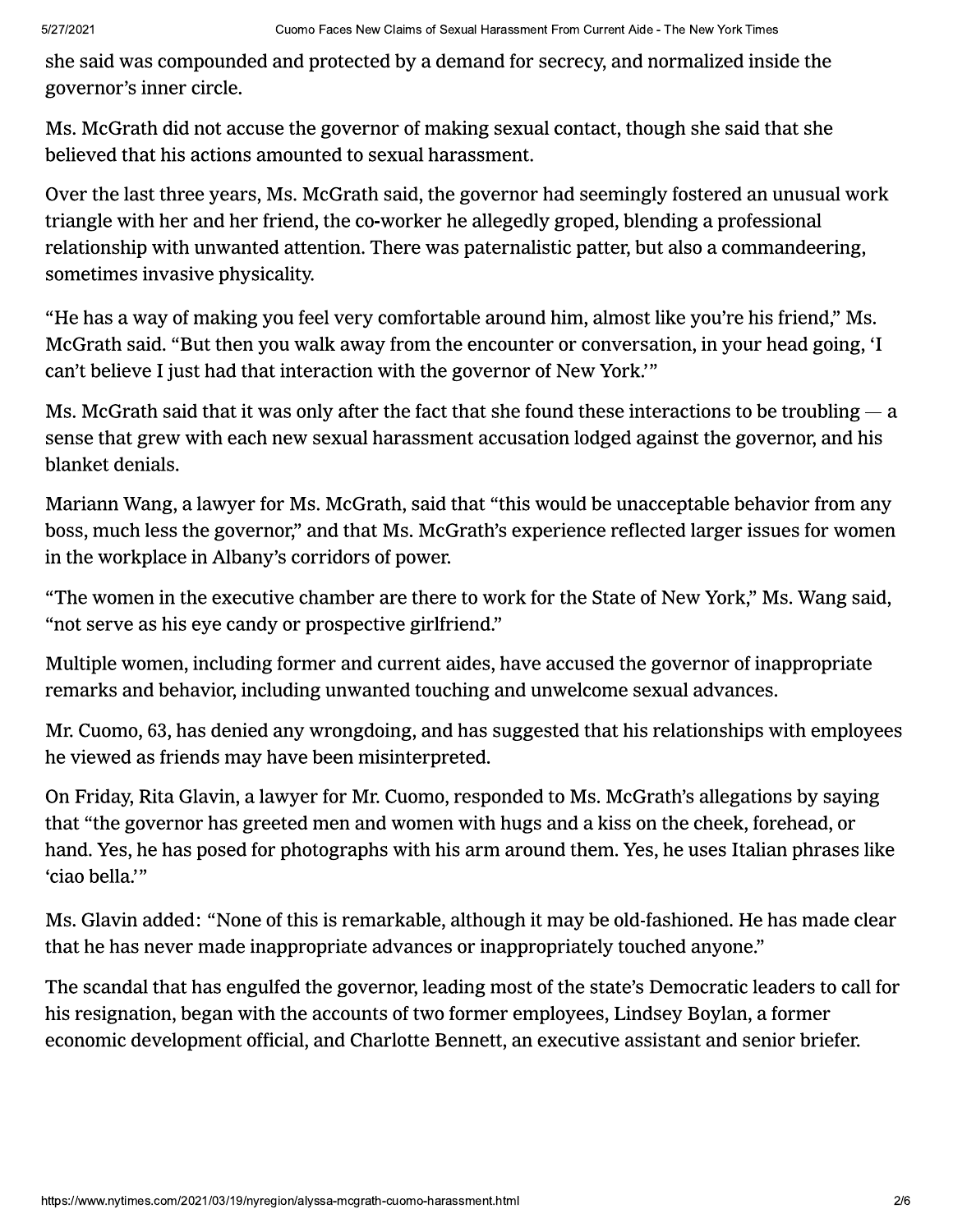she said was compounded and protected by a demand for secrecy, and normalized inside the governor's inner circle.

Ms. McGrath did not accuse the governor of making sexual contact, though she said that she believed that his actions amounted to sexual harassment.

Over the last three years, Ms. McGrath said, the governor had seemingly fostered an unusual work triangle with her and her friend, the co-worker he allegedly groped, blending a professional relationship with unwanted attention. There was paternalistic patter, but also a commandeering, sometimes invasive physicality.

"He has a way of making you feel very comfortable around him, almost like you're his friend," Ms. McGrath said. "But then you walk away from the encounter or conversation, in your head going, 'I can't believe I just had that interaction with the governor of New York.'"

Ms. McGrath said that it was only after the fact that she found these interactions to be troubling — a sense that grew with each new sexual harassment accusation lodged against the governor, and his blanket denials.

Mariann Wang, a lawyer for Ms. McGrath, said that "this would be unacceptable behavior from any boss, much less the governor," and that Ms. McGrath's experience reflected larger issues for women in the workplace in Albany's corridors of power.

"The women in the executive chamber are there to work for the State of New York," Ms. Wang said, "not serve as his eye candy or prospective girlfriend."

Multiple women, including former and current aides, have accused the governor of inappropriate remarks and behavior, including unwanted touching and unwelcome sexual advances.

Mr. Cuomo, 63, has denied any wrongdoing, and has suggested that his relationships with employees he viewed as friends may have been misinterpreted.

On Friday, Rita Glavin, a lawyer for Mr. Cuomo, responded to Ms. McGrath's allegations by saying that "the governor has greeted men and women with hugs and a kiss on the cheek, forehead, or hand. Yes, he has posed for photographs with his arm around them. Yes, he uses Italian phrases like 'ciao bella.'"

Ms. Glavin added: "None of this is remarkable, although it may be old-fashioned. He has made clear that he has never made inappropriate advances or inappropriately touched anyone."

The scandal that has engulfed the governor, leading most of the state's Democratic leaders to call for his resignation, began with the accounts of two former employees, Lindsey Boylan, a former economic development official, and Charlotte Bennett, an executive assistant and senior briefer.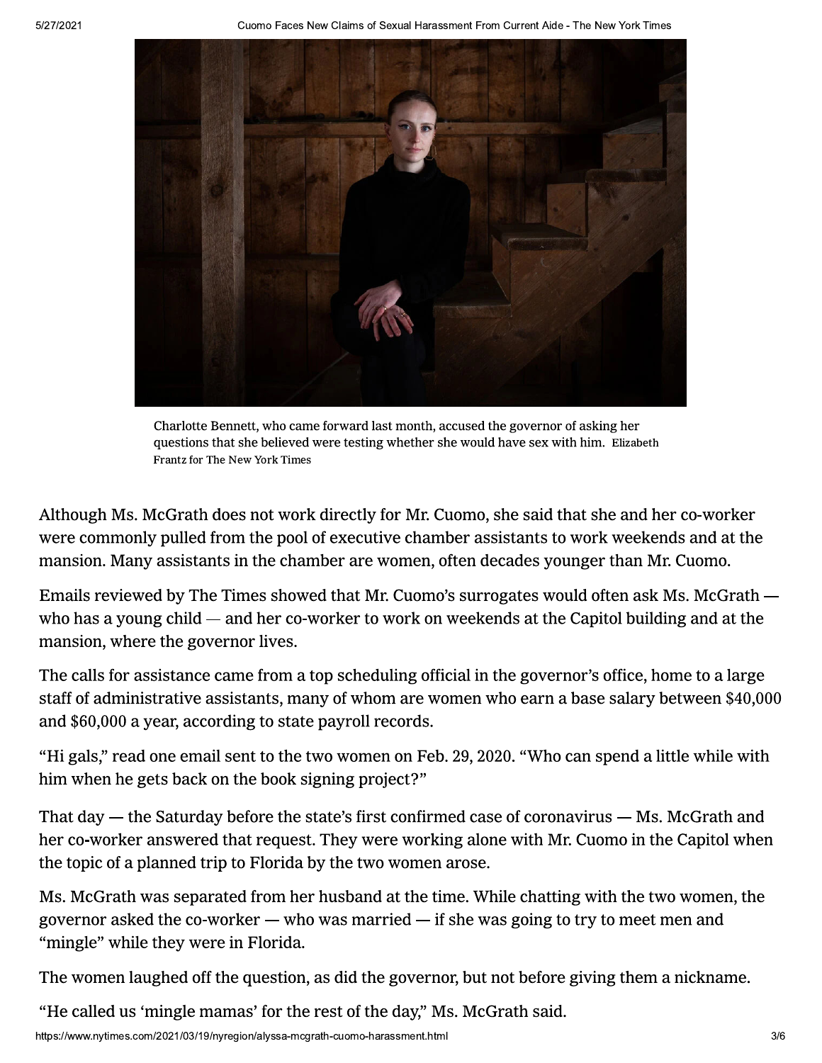Charlotte Bennett, who came forward last month, accused the governor of asking her questions that she believed were testing whether she would have sex with him. Elizabeth Frantz for The New York Times

Although Ms. McGrath does not work directly for Mr. Cuomo, she said that she and her co-worker were commonly pulled from the pool of executive chamber assistants to work weekends and at the mansion. Many assistants in the chamber are women, often decades younger than Mr. Cuomo.

Emails reviewed by The Times showed that Mr. Cuomo's surrogates would often ask Ms. McGrath — who has a young child — and her co-worker to work on weekends at the Capitol building and at the mansion, where the governor lives.

The calls for assistance came from a top scheduling official in the governor's office, home to a large staff of administrative assistants, many of whom are women who earn a base salary between $40,000 and $60,000 a year, according to state payroll records.

"Hi gals," read one email sent to the two women on Feb. 29, 2020. "Who can spend a little while with him when he gets back on the book signing project?"

That day — the Saturday before the state's first confirmed case of coronavirus — Ms. McGrath and her co-worker answered that request. They were working alone with Mr. Cuomo in the Capitol when the topic of a planned trip to Florida by the two women arose.

Ms. McGrath was separated from her husband at the time. While chatting with the two women, the governor asked the co-worker — who was married — if she was going to try to meet men and "mingle" while they were in Florida.

The women laughed off the question, as did the governor, but not before giving them a nickname.

"He called us 'mingle mamas' for the rest of the day," Ms. McGrath said.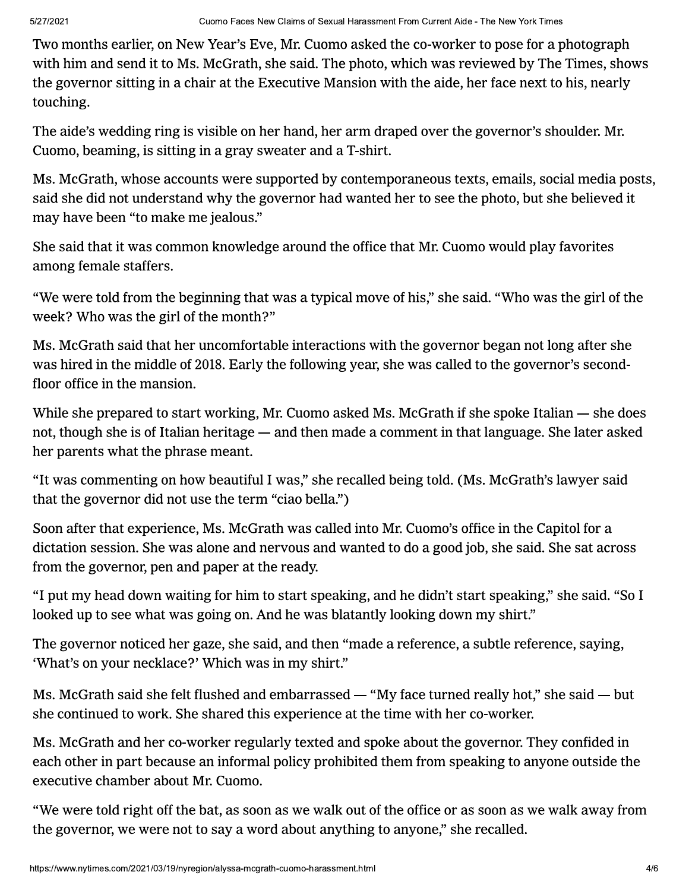Two months earlier, on New Year's Eve, Mr. Cuomo asked the co-worker to pose for a photograph with him and send it to Ms. McGrath, she said. The photo, which was reviewed by The Times, shows the governor sitting in a chair at the Executive Mansion with the aide, her face next to his, nearly touching.

The aide's wedding ring is visible on her hand, her arm draped over the governor's shoulder. Mr. Cuomo, beaming, is sitting in a gray sweater and a T-shirt.

Ms. McGrath, whose accounts were supported by contemporaneous texts, emails, social media posts, said she did not understand why the governor had wanted her to see the photo, but she believed it may have been "to make me jealous."

She said that it was common knowledge around the office that Mr. Cuomo would play favorites among female staffers.

"We were told from the beginning that was a typical move of his," she said. "Who was the girl of the week? Who was the girl of the month?"

Ms. McGrath said that her uncomfortable interactions with the governor began not long after she was hired in the middle of 2018. Early the following year, she was called to the governor's second-floor office in the mansion.

While she prepared to start working, Mr. Cuomo asked Ms. McGrath if she spoke Italian — she does not, though she is of Italian heritage — and then made a comment in that language. She later asked her parents what the phrase meant.

"It was commenting on how beautiful I was," she recalled being told. (Ms. McGrath's lawyer said that the governor did not use the term "ciao bella.")

Soon after that experience, Ms. McGrath was called into Mr. Cuomo's office in the Capitol for a dictation session. She was alone and nervous and wanted to do a good job, she said. She sat across from the governor, pen and paper at the ready.

"I put my head down waiting for him to start speaking, and he didn't start speaking," she said. "So I looked up to see what was going on. And he was blatantly looking down my shirt."

The governor noticed her gaze, she said, and then "made a reference, a subtle reference, saying, 'What's on your necklace?' Which was in my shirt."

Ms. McGrath said she felt flushed and embarrassed — "My face turned really hot," she said — but she continued to work. She shared this experience at the time with her co-worker.

Ms. McGrath and her co-worker regularly texted and spoke about the governor. They confided in each other in part because an informal policy prohibited them from speaking to anyone outside the executive chamber about Mr. Cuomo.

"We were told right off the bat, as soon as we walk out of the office or as soon as we walk away from the governor, we were not to say a word about anything to anyone," she recalled.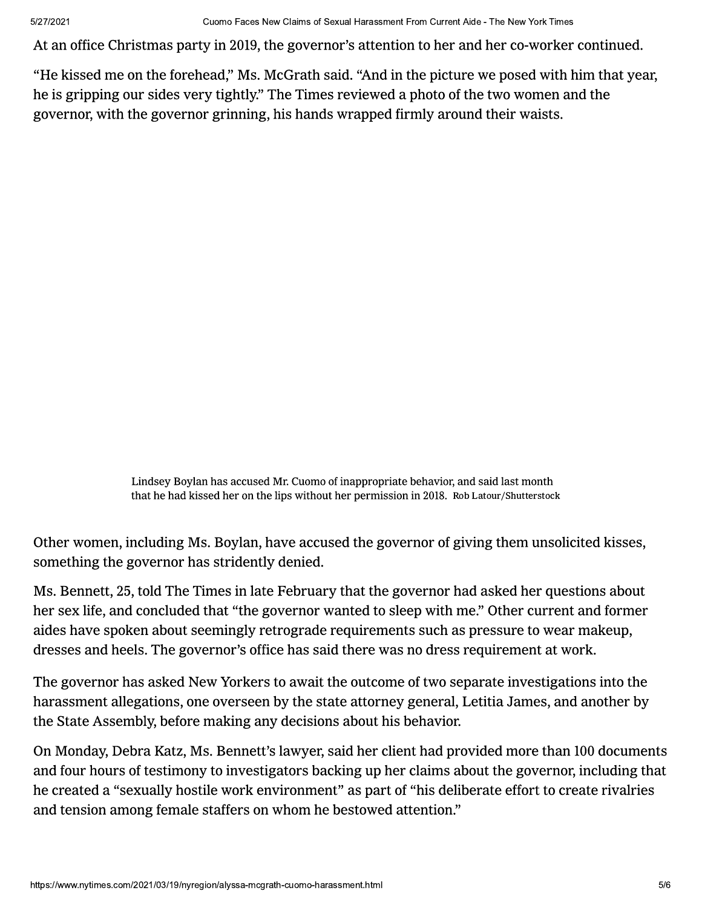At an office Christmas party in 2019, the governor's attention to her and her co-worker continued.

"He kissed me on the forehead," Ms. McGrath said. "And in the picture we posed with him that year, he is gripping our sides very tightly." The Times reviewed a photo of the two women and the governor, with the governor grinning, his hands wrapped firmly around their waists.

Lindsey Boylan has accused Mr. Cuomo of inappropriate behavior, and said last month that he had kissed her on the lips without her permission in 2018. Rob Latour/Shutterstock

Other women, including Ms. Boylan, have accused the governor of giving them unsolicited kisses, something the governor has stridently denied.

Ms. Bennett, 25, told The Times in late February that the governor had asked her questions about her sex life, and concluded that "the governor wanted to sleep with me." Other current and former aides have spoken about seemingly retrograde requirements such as pressure to wear makeup, dresses and heels. The governor's office has said there was no dress requirement at work.

The governor has asked New Yorkers to await the outcome of two separate investigations into the harassment allegations, one overseen by the state attorney general, Letitia James, and another by the State Assembly, before making any decisions about his behavior.

On Monday, Debra Katz, Ms. Bennett's lawyer, said her client had provided more than 100 documents and four hours of testimony to investigators backing up her claims about the governor, including that he created a "sexually hostile work environment" as part of "his deliberate effort to create rivalries and tension among female staffers on whom he bestowed attention."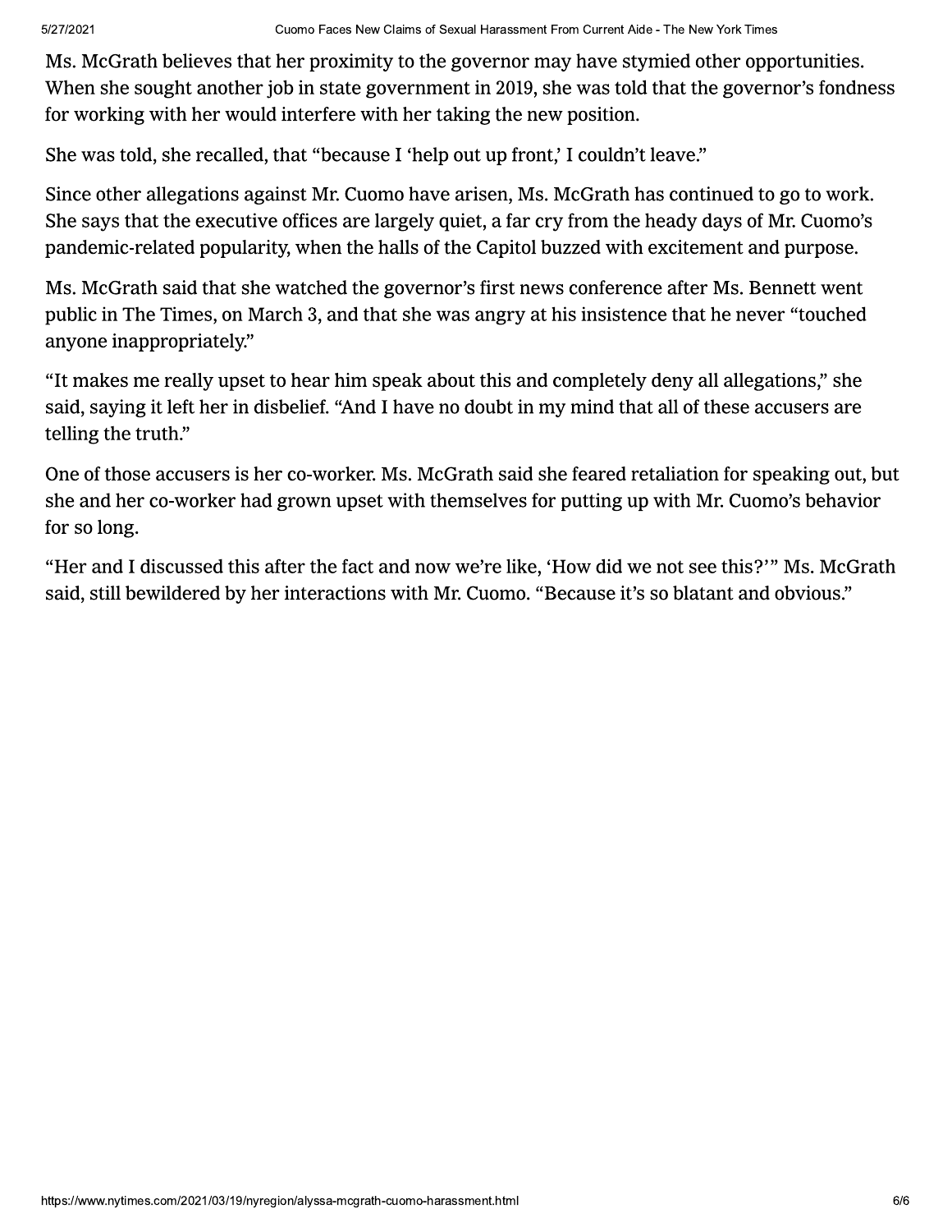Ms. McGrath believes that her proximity to the governor may have stymied other opportunities. When she sought another job in state government in 2019, she was told that the governor's fondness for working with her would interfere with her taking the new position.

She was told, she recalled, that "because I 'help out up front,' I couldn't leave."

Since other allegations against Mr. Cuomo have arisen, Ms. McGrath has continued to go to work. She says that the executive offices are largely quiet, a far cry from the heady days of Mr. Cuomo's pandemic-related popularity, when the halls of the Capitol buzzed with excitement and purpose.

Ms. McGrath said that she watched the governor's first news conference after Ms. Bennett went public in The Times, on March 3, and that she was angry at his insistence that he never "touched anyone inappropriately."

"It makes me really upset to hear him speak about this and completely deny all allegations," she said, saying it left her in disbelief. "And I have no doubt in my mind that all of these accusers are telling the truth."

One of those accusers is her co-worker. Ms. McGrath said she feared retaliation for speaking out, but she and her co-worker had grown upset with themselves for putting up with Mr. Cuomo's behavior for so long.

"Her and I discussed this after the fact and now we're like, 'How did we not see this?'" Ms. McGrath said, still bewildered by her interactions with Mr. Cuomo. "Because it's so blatant and obvious."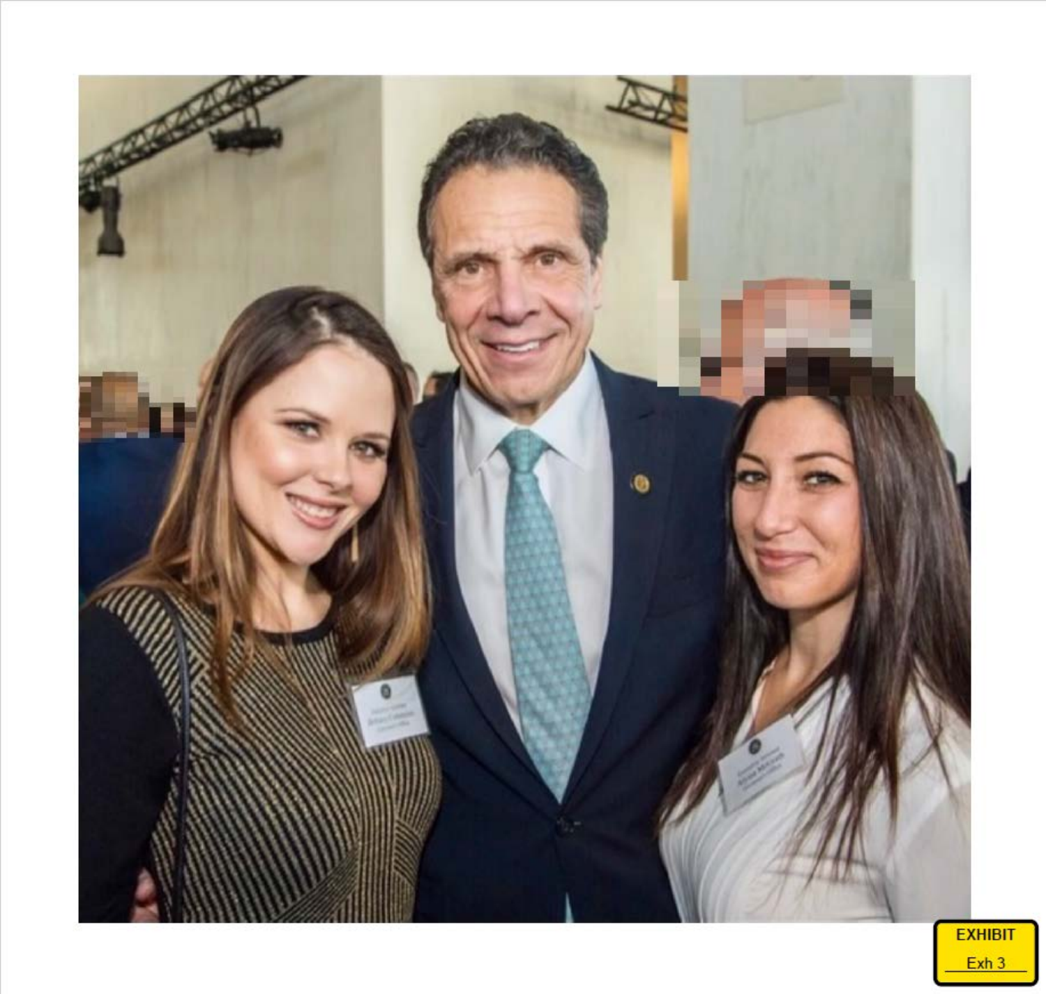EXHIBIT

Exh 3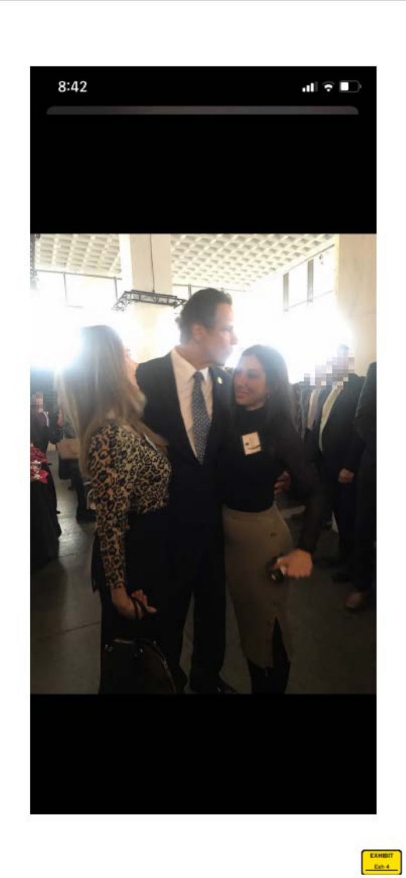EXHIBIT

Exh 4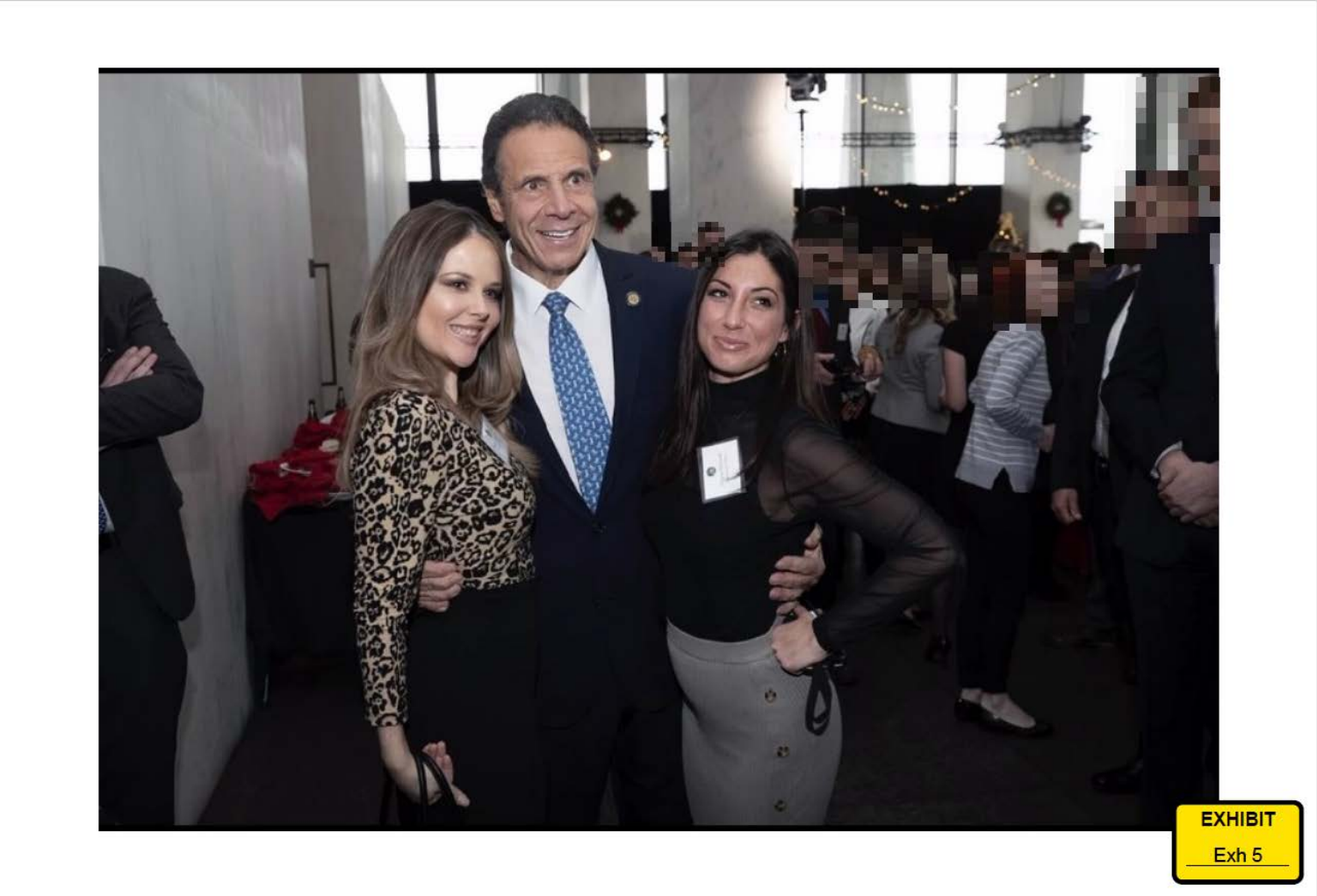EXHIBIT

Exh 5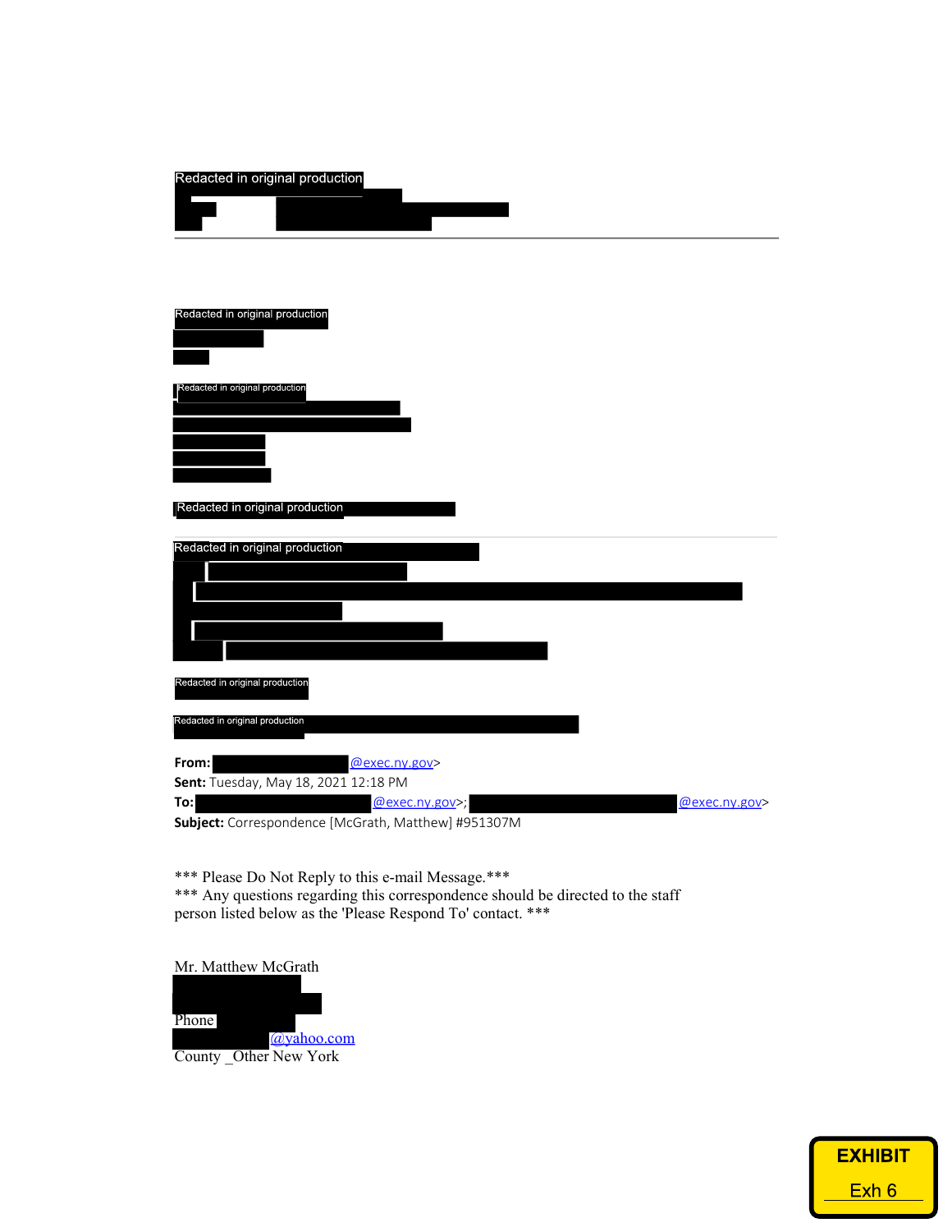Redacted in original production

Redacted in original production

Redacted in original production

Redacted in original production

Redacted in original production

Redacted in original production

Redacted in original production

**From:** @exec.ny.gov>
**Sent:** Tuesday, May 18, 2021 12:18 PM
**To:** @exec.ny.gov>; @exec.ny.gov>
**Subject:** Correspondence [McGrath, Matthew] #951307M

*** Please Do Not Reply to this e-mail Message.***
*** Any questions regarding this correspondence should be directed to the staff person listed below as the 'Please Respond To' contact. ***

Mr. Matthew McGrath

Phone
@yahoo.com
County _Other New York

EXHIBIT
Exh 6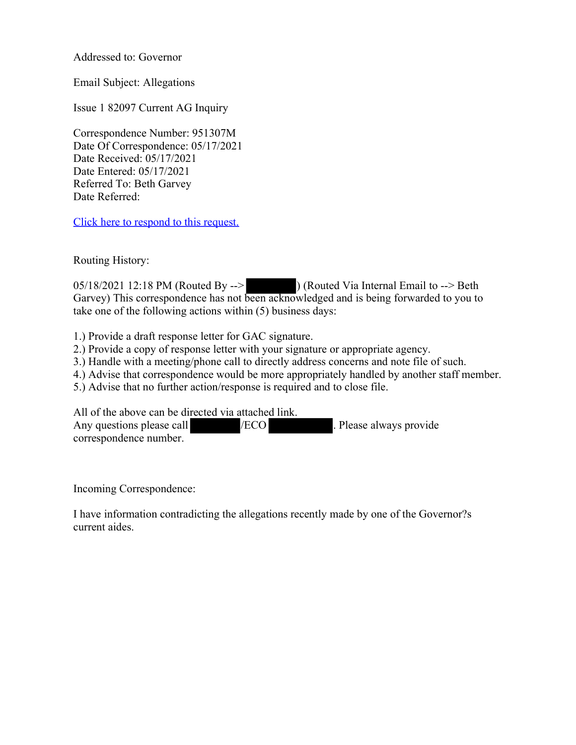Addressed to: Governor

Email Subject: Allegations

Issue 1 82097 Current AG Inquiry

Correspondence Number: 951307M
Date Of Correspondence: 05/17/2021
Date Received: 05/17/2021
Date Entered: 05/17/2021
Referred To: Beth Garvey
Date Referred:

Click here to respond to this request.

Routing History:

05/18/2021 12:18 PM (Routed By --> [REDACTED]) (Routed Via Internal Email to --> Beth Garvey) This correspondence has not been acknowledged and is being forwarded to you to take one of the following actions within (5) business days:

1.) Provide a draft response letter for GAC signature.
2.) Provide a copy of response letter with your signature or appropriate agency.
3.) Handle with a meeting/phone call to directly address concerns and note file of such.
4.) Advise that correspondence would be more appropriately handled by another staff member.
5.) Advise that no further action/response is required and to close file.

All of the above can be directed via attached link.
Any questions please call [REDACTED]/ECO [REDACTED]. Please always provide correspondence number.

Incoming Correspondence:

I have information contradicting the allegations recently made by one of the Governor?s current aides.